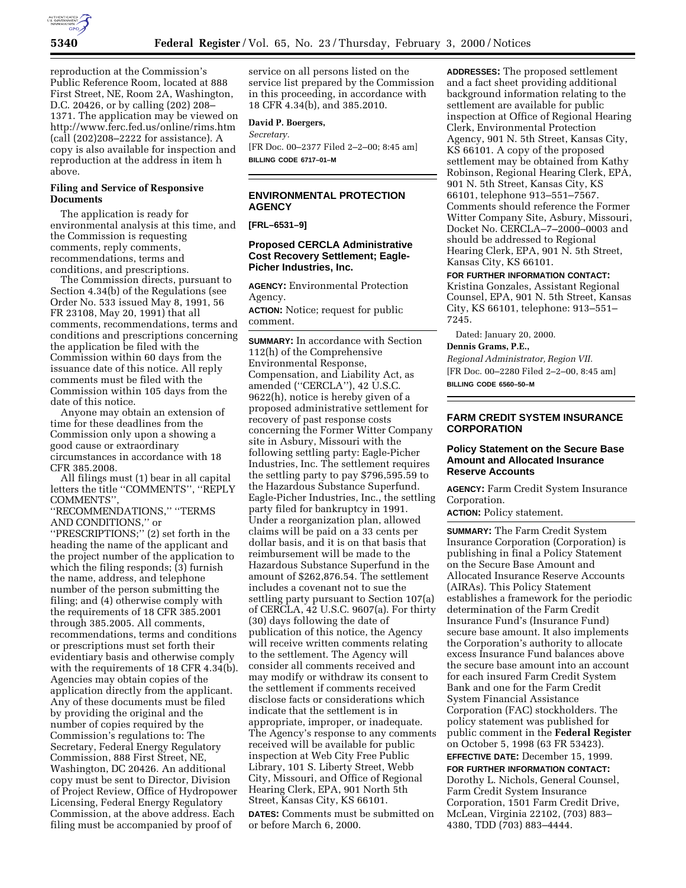reproduction at the Commission's Public Reference Room, located at 888 First Street, NE, Room 2A, Washington, D.C. 20426, or by calling (202) 208–1371. The application may be viewed on http://www.ferc.fed.us/online/rims.htm (call (202)208–2222 for assistance). A copy is also available for inspection and reproduction at the address in item h above.

**Filing and Service of Responsive Documents**

The application is ready for environmental analysis at this time, and the Commission is requesting comments, reply comments, recommendations, terms and conditions, and prescriptions.

The Commission directs, pursuant to Section 4.34(b) of the Regulations (see Order No. 533 issued May 8, 1991, 56 FR 23108, May 20, 1991) that all comments, recommendations, terms and conditions and prescriptions concerning the application be filed with the Commission within 60 days from the issuance date of this notice. All reply comments must be filed with the Commission within 105 days from the date of this notice.

Anyone may obtain an extension of time for these deadlines from the Commission only upon a showing a good cause or extraordinary circumstances in accordance with 18 CFR 385.2008.

All filings must (1) bear in all capital letters the title "COMMENTS", "REPLY COMMENTS", "RECOMMENDATIONS," "TERMS AND CONDITIONS," or "PRESCRIPTIONS;" (2) set forth in the heading the name of the applicant and the project number of the application to which the filing responds; (3) furnish the name, address, and telephone number of the person submitting the filing; and (4) otherwise comply with the requirements of 18 CFR 385.2001 through 385.2005. All comments, recommendations, terms and conditions or prescriptions must set forth their evidentiary basis and otherwise comply with the requirements of 18 CFR 4.34(b). Agencies may obtain copies of the application directly from the applicant. Any of these documents must be filed by providing the original and the number of copies required by the Commission's regulations to: The Secretary, Federal Energy Regulatory Commission, 888 First Street, NE, Washington, DC 20426. An additional copy must be sent to Director, Division of Project Review, Office of Hydropower Licensing, Federal Energy Regulatory Commission, at the above address. Each filing must be accompanied by proof of service on all persons listed on the service list prepared by the Commission in this proceeding, in accordance with 18 CFR 4.34(b), and 385.2010.

**David P. Boergers,**

*Secretary.*

[FR Doc. 00–2377 Filed 2–2–00; 8:45 am]

**BILLING CODE 6717–01–M**

## ENVIRONMENTAL PROTECTION AGENCY

**[FRL–6531–9]**

### Proposed CERCLA Administrative Cost Recovery Settlement; Eagle-Picher Industries, Inc.

**AGENCY:** Environmental Protection Agency.

**ACTION:** Notice; request for public comment.

**SUMMARY:** In accordance with Section 112(h) of the Comprehensive Environmental Response, Compensation, and Liability Act, as amended ("CERCLA"), 42 U.S.C. 9622(h), notice is hereby given of a proposed administrative settlement for recovery of past response costs concerning the Former Witter Company site in Asbury, Missouri with the following settling party: Eagle-Picher Industries, Inc. The settlement requires the settling party to pay $796,595.59 to the Hazardous Substance Superfund. Eagle-Picher Industries, Inc., the settling party filed for bankruptcy in 1991. Under a reorganization plan, allowed claims will be paid on a 33 cents per dollar basis, and it is on that basis that reimbursement will be made to the Hazardous Substance Superfund in the amount of $262,876.54. The settlement includes a covenant not to sue the settling party pursuant to Section 107(a) of CERCLA, 42 U.S.C. 9607(a). For thirty (30) days following the date of publication of this notice, the Agency will receive written comments relating to the settlement. The Agency will consider all comments received and may modify or withdraw its consent to the settlement if comments received disclose facts or considerations which indicate that the settlement is in appropriate, improper, or inadequate. The Agency's response to any comments received will be available for public inspection at Web City Free Public Library, 101 S. Liberty Street, Webb City, Missouri, and Office of Regional Hearing Clerk, EPA, 901 North 5th Street, Kansas City, KS 66101.

**DATES:** Comments must be submitted on or before March 6, 2000.

**ADDRESSES:** The proposed settlement and a fact sheet providing additional background information relating to the settlement are available for public inspection at Office of Regional Hearing Clerk, Environmental Protection Agency, 901 N. 5th Street, Kansas City, KS 66101. A copy of the proposed settlement may be obtained from Kathy Robinson, Regional Hearing Clerk, EPA, 901 N. 5th Street, Kansas City, KS 66101, telephone 913–551–7567. Comments should reference the Former Witter Company Site, Asbury, Missouri, Docket No. CERCLA–7–2000–0003 and should be addressed to Regional Hearing Clerk, EPA, 901 N. 5th Street, Kansas City, KS 66101.

**FOR FURTHER INFORMATION CONTACT:** Kristina Gonzales, Assistant Regional Counsel, EPA, 901 N. 5th Street, Kansas City, KS 66101, telephone: 913–551–7245.

Dated: January 20, 2000.

**Dennis Grams, P.E.,**

*Regional Administrator, Region VII.*

[FR Doc. 00–2280 Filed 2–2–00, 8:45 am]

**BILLING CODE 6560–50–M**

## FARM CREDIT SYSTEM INSURANCE CORPORATION

### Policy Statement on the Secure Base Amount and Allocated Insurance Reserve Accounts

**AGENCY:** Farm Credit System Insurance Corporation.

**ACTION:** Policy statement.

**SUMMARY:** The Farm Credit System Insurance Corporation (Corporation) is publishing in final a Policy Statement on the Secure Base Amount and Allocated Insurance Reserve Accounts (AIRAs). This Policy Statement establishes a framework for the periodic determination of the Farm Credit Insurance Fund's (Insurance Fund) secure base amount. It also implements the Corporation's authority to allocate excess Insurance Fund balances above the secure base amount into an account for each insured Farm Credit System Bank and one for the Farm Credit System Financial Assistance Corporation (FAC) stockholders. The policy statement was published for public comment in the **Federal Register** on October 5, 1998 (63 FR 53423).

**EFFECTIVE DATE:** December 15, 1999.

**FOR FURTHER INFORMATION CONTACT:** Dorothy L. Nichols, General Counsel, Farm Credit System Insurance Corporation, 1501 Farm Credit Drive, McLean, Virginia 22102, (703) 883–4380, TDD (703) 883–4444.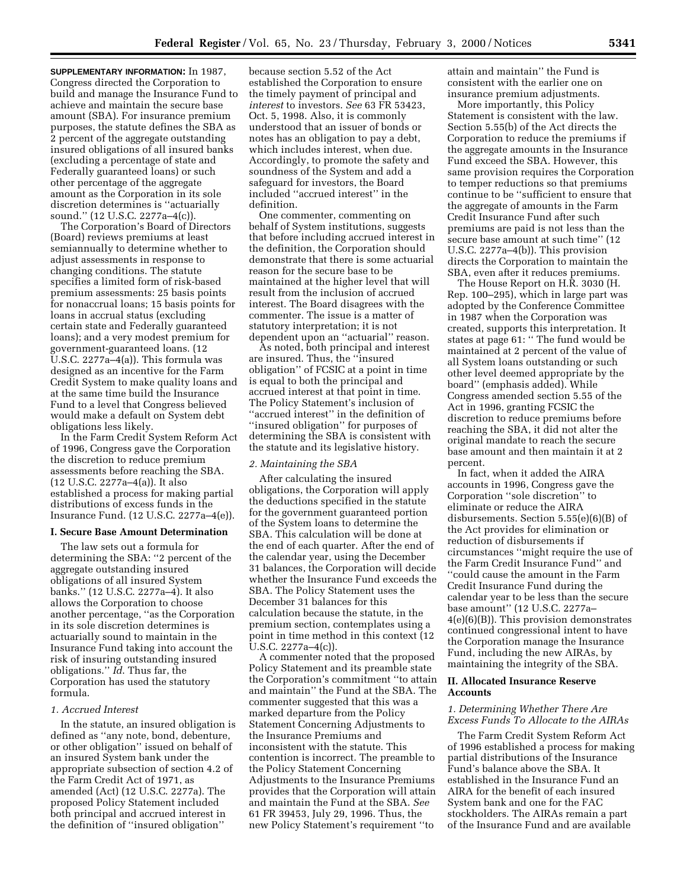**SUPPLEMENTARY INFORMATION:** In 1987, Congress directed the Corporation to build and manage the Insurance Fund to achieve and maintain the secure base amount (SBA). For insurance premium purposes, the statute defines the SBA as 2 percent of the aggregate outstanding insured obligations of all insured banks (excluding a percentage of state and Federally guaranteed loans) or such other percentage of the aggregate amount as the Corporation in its sole discretion determines is ''actuarially sound.'' (12 U.S.C. 2277a–4(c)).

The Corporation's Board of Directors (Board) reviews premiums at least semiannually to determine whether to adjust assessments in response to changing conditions. The statute specifies a limited form of risk-based premium assessments: 25 basis points for nonaccrual loans; 15 basis points for loans in accrual status (excluding certain state and Federally guaranteed loans); and a very modest premium for government-guaranteed loans. (12 U.S.C. 2277a–4(a)). This formula was designed as an incentive for the Farm Credit System to make quality loans and at the same time build the Insurance Fund to a level that Congress believed would make a default on System debt obligations less likely.

In the Farm Credit System Reform Act of 1996, Congress gave the Corporation the discretion to reduce premium assessments before reaching the SBA. (12 U.S.C. 2277a–4(a)). It also established a process for making partial distributions of excess funds in the Insurance Fund. (12 U.S.C. 2277a–4(e)).

## I. Secure Base Amount Determination

The law sets out a formula for determining the SBA: ''2 percent of the aggregate outstanding insured obligations of all insured System banks.'' (12 U.S.C. 2277a–4). It also allows the Corporation to choose another percentage, ''as the Corporation in its sole discretion determines is actuarially sound to maintain in the Insurance Fund taking into account the risk of insuring outstanding insured obligations.'' *Id*. Thus far, the Corporation has used the statutory formula.

### *1. Accrued Interest*

In the statute, an insured obligation is defined as ''any note, bond, debenture, or other obligation'' issued on behalf of an insured System bank under the appropriate subsection of section 4.2 of the Farm Credit Act of 1971, as amended (Act) (12 U.S.C. 2277a). The proposed Policy Statement included both principal and accrued interest in the definition of ''insured obligation'' because section 5.52 of the Act established the Corporation to ensure the timely payment of principal and *interest* to investors. *See* 63 FR 53423, Oct. 5, 1998. Also, it is commonly understood that an issuer of bonds or notes has an obligation to pay a debt, which includes interest, when due. Accordingly, to promote the safety and soundness of the System and add a safeguard for investors, the Board included ''accrued interest'' in the definition.

One commenter, commenting on behalf of System institutions, suggests that before including accrued interest in the definition, the Corporation should demonstrate that there is some actuarial reason for the secure base to be maintained at the higher level that will result from the inclusion of accrued interest. The Board disagrees with the commenter. The issue is a matter of statutory interpretation; it is not dependent upon an ''actuarial'' reason.

As noted, both principal and interest are insured. Thus, the ''insured obligation'' of FCSIC at a point in time is equal to both the principal and accrued interest at that point in time. The Policy Statement's inclusion of ''accrued interest'' in the definition of ''insured obligation'' for purposes of determining the SBA is consistent with the statute and its legislative history.

### *2. Maintaining the SBA*

After calculating the insured obligations, the Corporation will apply the deductions specified in the statute for the government guaranteed portion of the System loans to determine the SBA. This calculation will be done at the end of each quarter. After the end of the calendar year, using the December 31 balances, the Corporation will decide whether the Insurance Fund exceeds the SBA. The Policy Statement uses the December 31 balances for this calculation because the statute, in the premium section, contemplates using a point in time method in this context (12 U.S.C. 2277a–4(c)).

A commenter noted that the proposed Policy Statement and its preamble state the Corporation's commitment ''to attain and maintain'' the Fund at the SBA. The commenter suggested that this was a marked departure from the Policy Statement Concerning Adjustments to the Insurance Premiums and inconsistent with the statute. This contention is incorrect. The preamble to the Policy Statement Concerning Adjustments to the Insurance Premiums provides that the Corporation will attain and maintain the Fund at the SBA. *See* 61 FR 39453, July 29, 1996. Thus, the new Policy Statement's requirement ''to attain and maintain'' the Fund is consistent with the earlier one on insurance premium adjustments.

More importantly, this Policy Statement is consistent with the law. Section 5.55(b) of the Act directs the Corporation to reduce the premiums if the aggregate amounts in the Insurance Fund exceed the SBA. However, this same provision requires the Corporation to temper reductions so that premiums continue to be ''sufficient to ensure that the aggregate of amounts in the Farm Credit Insurance Fund after such premiums are paid is not less than the secure base amount at such time'' (12 U.S.C. 2277a–4(b)). This provision directs the Corporation to maintain the SBA, even after it reduces premiums.

The House Report on H.R. 3030 (H. Rep. 100–295), which in large part was adopted by the Conference Committee in 1987 when the Corporation was created, supports this interpretation. It states at page 61: '' The fund would be maintained at 2 percent of the value of all System loans outstanding or such other level deemed appropriate by the board'' (emphasis added). While Congress amended section 5.55 of the Act in 1996, granting FCSIC the discretion to reduce premiums before reaching the SBA, it did not alter the original mandate to reach the secure base amount and then maintain it at 2 percent.

In fact, when it added the AIRA accounts in 1996, Congress gave the Corporation ''sole discretion'' to eliminate or reduce the AIRA disbursements. Section 5.55(e)(6)(B) of the Act provides for elimination or reduction of disbursements if circumstances ''might require the use of the Farm Credit Insurance Fund'' and ''could cause the amount in the Farm Credit Insurance Fund during the calendar year to be less than the secure base amount'' (12 U.S.C. 2277a–4(e)(6)(B)). This provision demonstrates continued congressional intent to have the Corporation manage the Insurance Fund, including the new AIRAs, by maintaining the integrity of the SBA.

## II. Allocated Insurance Reserve Accounts

### *1. Determining Whether There Are Excess Funds To Allocate to the AIRAs*

The Farm Credit System Reform Act of 1996 established a process for making partial distributions of the Insurance Fund's balance above the SBA. It established in the Insurance Fund an AIRA for the benefit of each insured System bank and one for the FAC stockholders. The AIRAs remain a part of the Insurance Fund and are available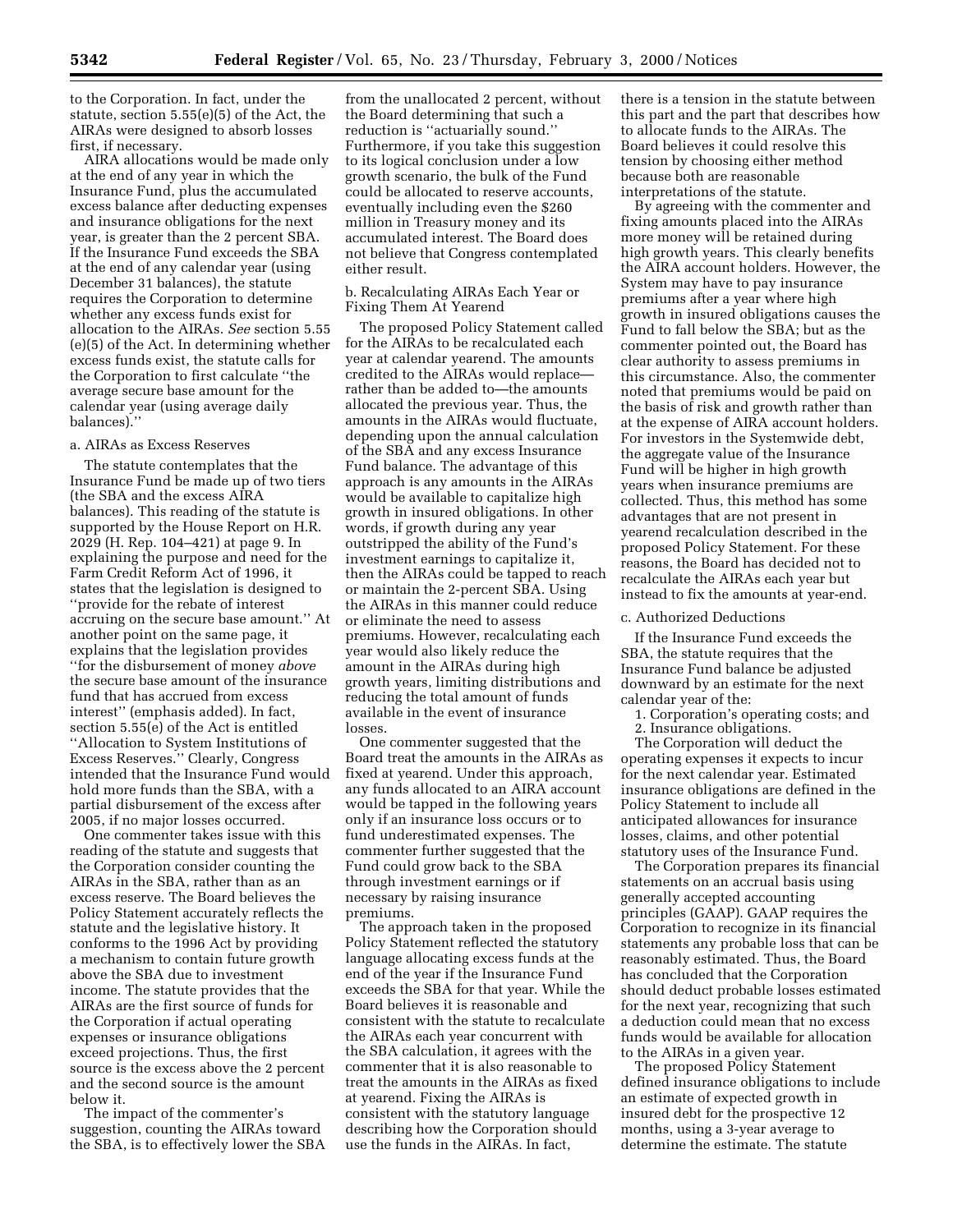to the Corporation. In fact, under the statute, section 5.55(e)(5) of the Act, the AIRAs were designed to absorb losses first, if necessary.

AIRA allocations would be made only at the end of any year in which the Insurance Fund, plus the accumulated excess balance after deducting expenses and insurance obligations for the next year, is greater than the 2 percent SBA. If the Insurance Fund exceeds the SBA at the end of any calendar year (using December 31 balances), the statute requires the Corporation to determine whether any excess funds exist for allocation to the AIRAs. *See* section 5.55 (e)(5) of the Act. In determining whether excess funds exist, the statute calls for the Corporation to first calculate ''the average secure base amount for the calendar year (using average daily balances).''

a. AIRAs as Excess Reserves

The statute contemplates that the Insurance Fund be made up of two tiers (the SBA and the excess AIRA balances). This reading of the statute is supported by the House Report on H.R. 2029 (H. Rep. 104–421) at page 9. In explaining the purpose and need for the Farm Credit Reform Act of 1996, it states that the legislation is designed to ''provide for the rebate of interest accruing on the secure base amount.'' At another point on the same page, it explains that the legislation provides ''for the disbursement of money *above* the secure base amount of the insurance fund that has accrued from excess interest'' (emphasis added). In fact, section 5.55(e) of the Act is entitled ''Allocation to System Institutions of Excess Reserves.'' Clearly, Congress intended that the Insurance Fund would hold more funds than the SBA, with a partial disbursement of the excess after 2005, if no major losses occurred.

One commenter takes issue with this reading of the statute and suggests that the Corporation consider counting the AIRAs in the SBA, rather than as an excess reserve. The Board believes the Policy Statement accurately reflects the statute and the legislative history. It conforms to the 1996 Act by providing a mechanism to contain future growth above the SBA due to investment income. The statute provides that the AIRAs are the first source of funds for the Corporation if actual operating expenses or insurance obligations exceed projections. Thus, the first source is the excess above the 2 percent and the second source is the amount below it.

The impact of the commenter's suggestion, counting the AIRAs toward the SBA, is to effectively lower the SBA from the unallocated 2 percent, without the Board determining that such a reduction is ''actuarially sound.'' Furthermore, if you take this suggestion to its logical conclusion under a low growth scenario, the bulk of the Fund could be allocated to reserve accounts, eventually including even the $260 million in Treasury money and its accumulated interest. The Board does not believe that Congress contemplated either result.

b. Recalculating AIRAs Each Year or Fixing Them At Yearend

The proposed Policy Statement called for the AIRAs to be recalculated each year at calendar yearend. The amounts credited to the AIRAs would replace—rather than be added to—the amounts allocated the previous year. Thus, the amounts in the AIRAs would fluctuate, depending upon the annual calculation of the SBA and any excess Insurance Fund balance. The advantage of this approach is any amounts in the AIRAs would be available to capitalize high growth in insured obligations. In other words, if growth during any year outstripped the ability of the Fund's investment earnings to capitalize it, then the AIRAs could be tapped to reach or maintain the 2-percent SBA. Using the AIRAs in this manner could reduce or eliminate the need to assess premiums. However, recalculating each year would also likely reduce the amount in the AIRAs during high growth years, limiting distributions and reducing the total amount of funds available in the event of insurance losses.

One commenter suggested that the Board treat the amounts in the AIRAs as fixed at yearend. Under this approach, any funds allocated to an AIRA account would be tapped in the following years only if an insurance loss occurs or to fund underestimated expenses. The commenter further suggested that the Fund could grow back to the SBA through investment earnings or if necessary by raising insurance premiums.

The approach taken in the proposed Policy Statement reflected the statutory language allocating excess funds at the end of the year if the Insurance Fund exceeds the SBA for that year. While the Board believes it is reasonable and consistent with the statute to recalculate the AIRAs each year concurrent with the SBA calculation, it agrees with the commenter that it is also reasonable to treat the amounts in the AIRAs as fixed at yearend. Fixing the AIRAs is consistent with the statutory language describing how the Corporation should use the funds in the AIRAs. In fact, there is a tension in the statute between this part and the part that describes how to allocate funds to the AIRAs. The Board believes it could resolve this tension by choosing either method because both are reasonable interpretations of the statute.

By agreeing with the commenter and fixing amounts placed into the AIRAs more money will be retained during high growth years. This clearly benefits the AIRA account holders. However, the System may have to pay insurance premiums after a year where high growth in insured obligations causes the Fund to fall below the SBA; but as the commenter pointed out, the Board has clear authority to assess premiums in this circumstance. Also, the commenter noted that premiums would be paid on the basis of risk and growth rather than at the expense of AIRA account holders. For investors in the Systemwide debt, the aggregate value of the Insurance Fund will be higher in high growth years when insurance premiums are collected. Thus, this method has some advantages that are not present in yearend recalculation described in the proposed Policy Statement. For these reasons, the Board has decided not to recalculate the AIRAs each year but instead to fix the amounts at year-end.

c. Authorized Deductions

If the Insurance Fund exceeds the SBA, the statute requires that the Insurance Fund balance be adjusted downward by an estimate for the next calendar year of the:

1. Corporation's operating costs; and
2. Insurance obligations.

The Corporation will deduct the operating expenses it expects to incur for the next calendar year. Estimated insurance obligations are defined in the Policy Statement to include all anticipated allowances for insurance losses, claims, and other potential statutory uses of the Insurance Fund.

The Corporation prepares its financial statements on an accrual basis using generally accepted accounting principles (GAAP). GAAP requires the Corporation to recognize in its financial statements any probable loss that can be reasonably estimated. Thus, the Board has concluded that the Corporation should deduct probable losses estimated for the next year, recognizing that such a deduction could mean that no excess funds would be available for allocation to the AIRAs in a given year.

The proposed Policy Statement defined insurance obligations to include an estimate of expected growth in insured debt for the prospective 12 months, using a 3-year average to determine the estimate. The statute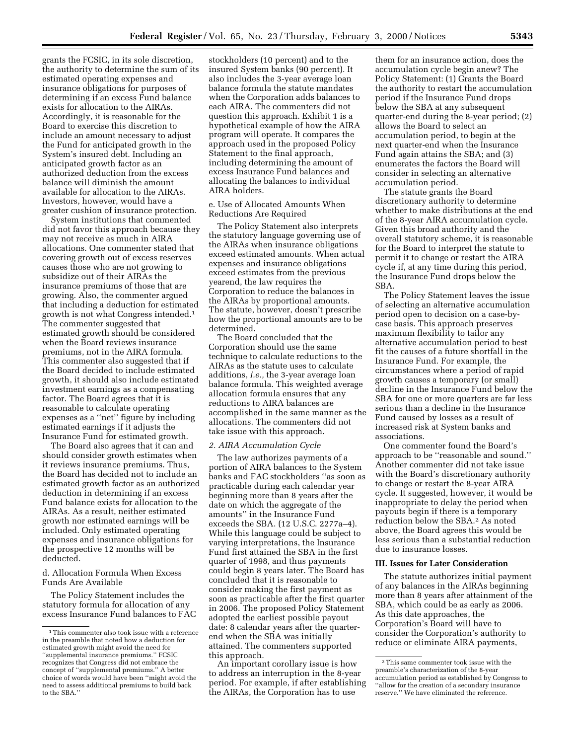grants the FCSIC, in its sole discretion, the authority to determine the sum of its estimated operating expenses and insurance obligations for purposes of determining if an excess Fund balance exists for allocation to the AIRAs. Accordingly, it is reasonable for the Board to exercise this discretion to include an amount necessary to adjust the Fund for anticipated growth in the System's insured debt. Including an anticipated growth factor as an authorized deduction from the excess balance will diminish the amount available for allocation to the AIRAs. Investors, however, would have a greater cushion of insurance protection.

System institutions that commented did not favor this approach because they may not receive as much in AIRA allocations. One commenter stated that covering growth out of excess reserves causes those who are not growing to subsidize out of their AIRAs the insurance premiums of those that are growing. Also, the commenter argued that including a deduction for estimated growth is not what Congress intended.[1] The commenter suggested that estimated growth should be considered when the Board reviews insurance premiums, not in the AIRA formula. This commenter also suggested that if the Board decided to include estimated growth, it should also include estimated investment earnings as a compensating factor. The Board agrees that it is reasonable to calculate operating expenses as a "net" figure by including estimated earnings if it adjusts the Insurance Fund for estimated growth.

The Board also agrees that it can and should consider growth estimates when it reviews insurance premiums. Thus, the Board has decided not to include an estimated growth factor as an authorized deduction in determining if an excess Fund balance exists for allocation to the AIRAs. As a result, neither estimated growth nor estimated earnings will be included. Only estimated operating expenses and insurance obligations for the prospective 12 months will be deducted.

d. Allocation Formula When Excess Funds Are Available

The Policy Statement includes the statutory formula for allocation of any excess Insurance Fund balances to FAC stockholders (10 percent) and to the insured System banks (90 percent). It also includes the 3-year average loan balance formula the statute mandates when the Corporation adds balances to each AIRA. The commenters did not question this approach. Exhibit 1 is a hypothetical example of how the AIRA program will operate. It compares the approach used in the proposed Policy Statement to the final approach, including determining the amount of excess Insurance Fund balances and allocating the balances to individual AIRA holders.

e. Use of Allocated Amounts When Reductions Are Required

The Policy Statement also interprets the statutory language governing use of the AIRAs when insurance obligations exceed estimated amounts. When actual expenses and insurance obligations exceed estimates from the previous yearend, the law requires the Corporation to reduce the balances in the AIRAs by proportional amounts. The statute, however, doesn't prescribe how the proportional amounts are to be determined.

The Board concluded that the Corporation should use the same technique to calculate reductions to the AIRAs as the statute uses to calculate additions, *i.e.,* the 3-year average loan balance formula. This weighted average allocation formula ensures that any reductions to AIRA balances are accomplished in the same manner as the allocations. The commenters did not take issue with this approach.

*2. AIRA Accumulation Cycle*

The law authorizes payments of a portion of AIRA balances to the System banks and FAC stockholders "as soon as practicable during each calendar year beginning more than 8 years after the date on which the aggregate of the amounts" in the Insurance Fund exceeds the SBA. (12 U.S.C. 2277a–4). While this language could be subject to varying interpretations, the Insurance Fund first attained the SBA in the first quarter of 1998, and thus payments could begin 8 years later. The Board has concluded that it is reasonable to consider making the first payment as soon as practicable after the first quarter in 2006. The proposed Policy Statement adopted the earliest possible payout date: 8 calendar years after the quarter-end when the SBA was initially attained. The commenters supported this approach.

An important corollary issue is how to address an interruption in the 8-year period. For example, if after establishing the AIRAs, the Corporation has to use them for an insurance action, does the accumulation cycle begin anew? The Policy Statement: (1) Grants the Board the authority to restart the accumulation period if the Insurance Fund drops below the SBA at any subsequent quarter-end during the 8-year period; (2) allows the Board to select an accumulation period, to begin at the next quarter-end when the Insurance Fund again attains the SBA; and (3) enumerates the factors the Board will consider in selecting an alternative accumulation period.

The statute grants the Board discretionary authority to determine whether to make distributions at the end of the 8-year AIRA accumulation cycle. Given this broad authority and the overall statutory scheme, it is reasonable for the Board to interpret the statute to permit it to change or restart the AIRA cycle if, at any time during this period, the Insurance Fund drops below the SBA.

The Policy Statement leaves the issue of selecting an alternative accumulation period open to decision on a case-by-case basis. This approach preserves maximum flexibility to tailor any alternative accumulation period to best fit the causes of a future shortfall in the Insurance Fund. For example, the circumstances where a period of rapid growth causes a temporary (or small) decline in the Insurance Fund below the SBA for one or more quarters are far less serious than a decline in the Insurance Fund caused by losses as a result of increased risk at System banks and associations.

One commenter found the Board's approach to be "reasonable and sound." Another commenter did not take issue with the Board's discretionary authority to change or restart the 8-year AIRA cycle. It suggested, however, it would be inappropriate to delay the period when payouts begin if there is a temporary reduction below the SBA.[2] As noted above, the Board agrees this would be less serious than a substantial reduction due to insurance losses.

## III. Issues for Later Consideration

The statute authorizes initial payment of any balances in the AIRAs beginning more than 8 years after attainment of the SBA, which could be as early as 2006. As this date approaches, the Corporation's Board will have to consider the Corporation's authority to reduce or eliminate AIRA payments,

---

[1] This commenter also took issue with a reference in the preamble that noted how a deduction for estimated growth might avoid the need for "supplemental insurance premiums." FCSIC recognizes that Congress did not embrace the concept of "supplemental premiums." A better choice of words would have been "might avoid the need to assess additional premiums to build back to the SBA."

[2] This same commenter took issue with the preamble's characterization of the 8-year accumulation period as established by Congress to "allow for the creation of a secondary insurance reserve." We have eliminated the reference.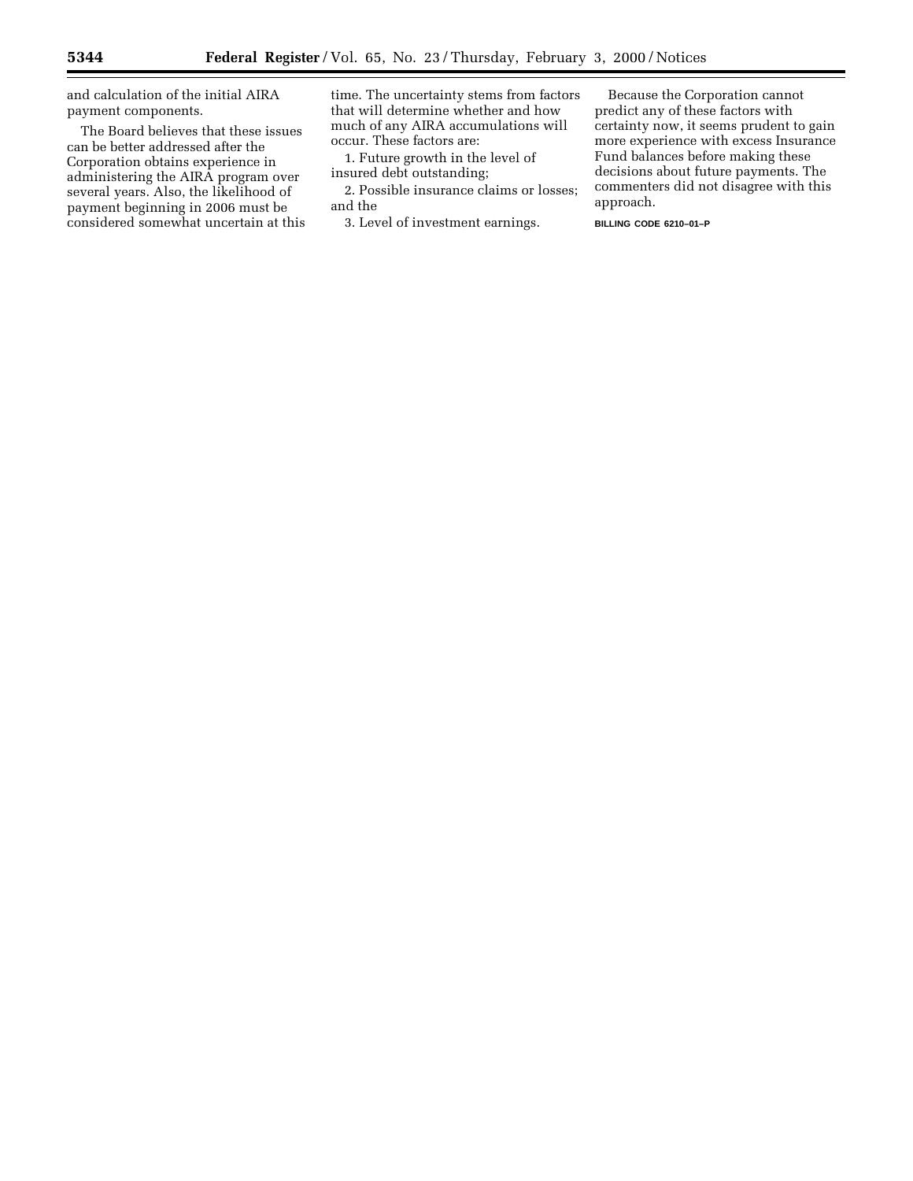and calculation of the initial AIRA payment components.

The Board believes that these issues can be better addressed after the Corporation obtains experience in administering the AIRA program over several years. Also, the likelihood of payment beginning in 2006 must be considered somewhat uncertain at this time. The uncertainty stems from factors that will determine whether and how much of any AIRA accumulations will occur. These factors are:

1. Future growth in the level of insured debt outstanding;
2. Possible insurance claims or losses; and the
3. Level of investment earnings.

Because the Corporation cannot predict any of these factors with certainty now, it seems prudent to gain more experience with excess Insurance Fund balances before making these decisions about future payments. The commenters did not disagree with this approach.

BILLING CODE 6210–01–P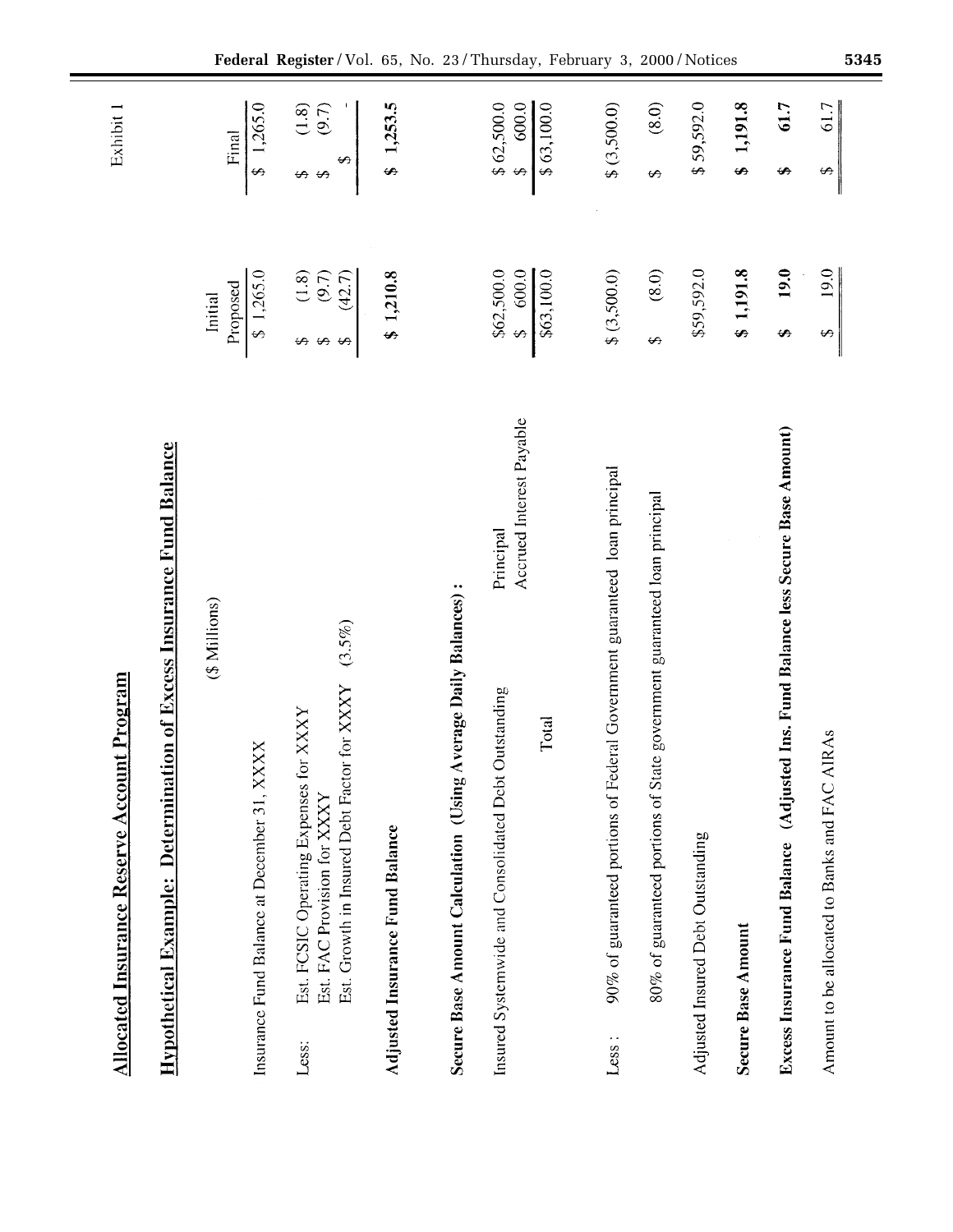Exhibit 1

## Allocated Insurance Reserve Account Program

## Hypothetical Example: Determination of Excess Insurance Fund Balance

($ Millions)

| | | | Initial Proposed | Final |
|---|---|---|---|---|
| Insurance Fund Balance at December 31, XXXX | | | $ 1,265.0 | $ 1,265.0 |
| Less: | Est. FCSIC Operating Expenses for XXXY | | $ (1.8) | $ (1.8) |
| | Est. FAC Provision for XXXY | | $ (9.7) | $ (9.7) |
| | Est. Growth in Insured Debt Factor for XXXY (3.5%) | | $ (42.7) | $ - |
| **Adjusted Insurance Fund Balance** | | | **$ 1,210.8** | **$ 1,253.5** |
| **Secure Base Amount Calculation (Using Average Daily Balances):** | | | | |
| Insured Systemwide and Consolidated Debt Outstanding | | Principal | $62,500.0 | $ 62,500.0 |
| | | Accrued Interest Payable | $ 600.0 | $ 600.0 |
| | Total | | $63,100.0 | $ 63,100.0 |
| Less: | 90% of guaranteed portions of Federal Government guaranteed loan principal | | $ (3,500.0) | $ (3,500.0) |
| | 80% of guaranteed portions of State government guaranteed loan principal | | $ (8.0) | $ (8.0) |
| Adjusted Insured Debt Outstanding | | | $59,592.0 | $ 59,592.0 |
| **Secure Base Amount** | | | **$ 1,191.8** | **$ 1,191.8** |
| **Excess Insurance Fund Balance (Adjusted Ins. Fund Balance less Secure Base Amount)** | | | **$ 19.0** | **$ 61.7** |
| Amount to be allocated to Banks and FAC AIRAs | | | $ 19.0 | $ 61.7 |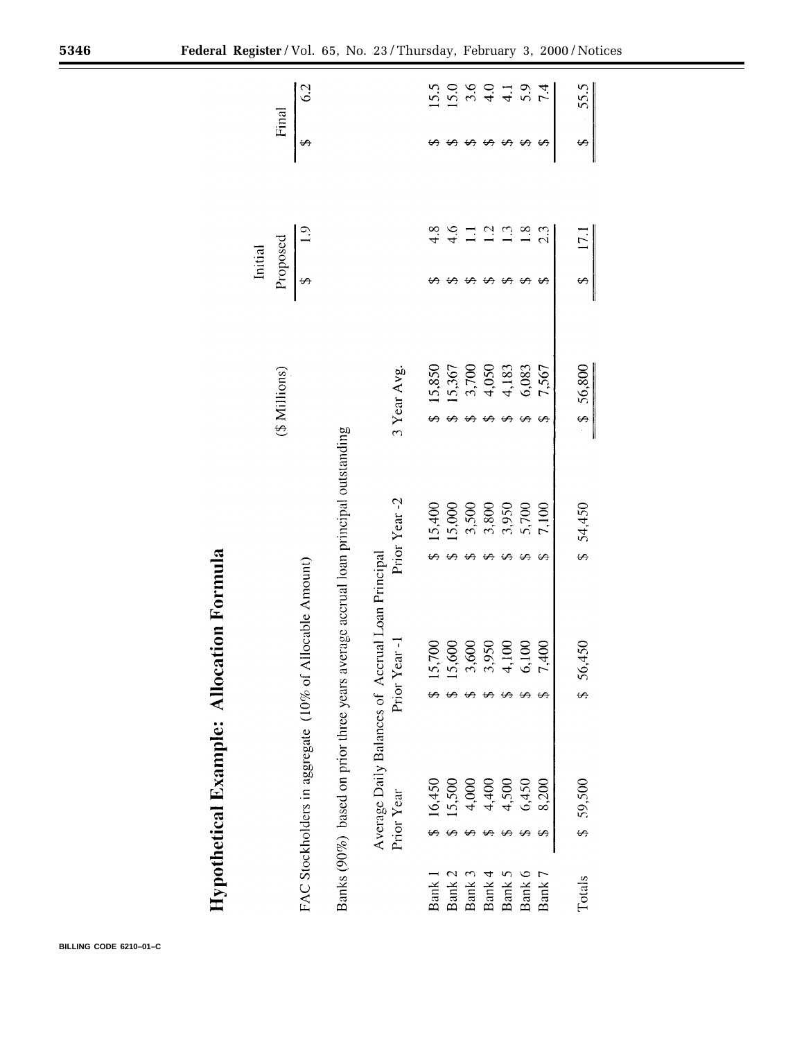## Hypothetical Example: Allocation Formula

| | | | ($ Millions) | Initial Proposed | Final |
|---|---|---|---|---|---|
| FAC Stockholders in aggregate (10% of Allocable Amount) | | | | $ 1.9 | $ 6.2 |

Banks (90%) based on prior three years average accrual loan principal outstanding

| | Average Daily Balances of Accrual Loan Principal | | | | | |
|---|---|---|---|---|---|---|
| | Prior Year | Prior Year -1 | Prior Year -2 | 3 Year Avg. | Initial Proposed | Final |
| Bank 1 | $ 16,450 | $ 15,700 | $ 15,400 | $ 15,850 | $ 4.8 | $ 15.5 |
| Bank 2 | $ 15,500 | $ 15,600 | $ 15,000 | $ 15,367 | $ 4.6 | $ 15.0 |
| Bank 3 | $ 4,000 | $ 3,600 | $ 3,500 | $ 3,700 | $ 1.1 | $ 3.6 |
| Bank 4 | $ 4,400 | $ 3,950 | $ 3,800 | $ 4,050 | $ 1.2 | $ 4.0 |
| Bank 5 | $ 4,500 | $ 4,100 | $ 3,950 | $ 4,183 | $ 1.3 | $ 4.1 |
| Bank 6 | $ 6,450 | $ 6,100 | $ 5,700 | $ 6,083 | $ 1.8 | $ 5.9 |
| Bank 7 | $ 8,200 | $ 7,400 | $ 7,100 | $ 7,567 | $ 2.3 | $ 7.4 |
| Totals | $ 59,500 | $ 56,450 | $ 54,450 | $ 56,800 | $ 17.1 | $ 55.5 |

BILLING CODE 6210–01–C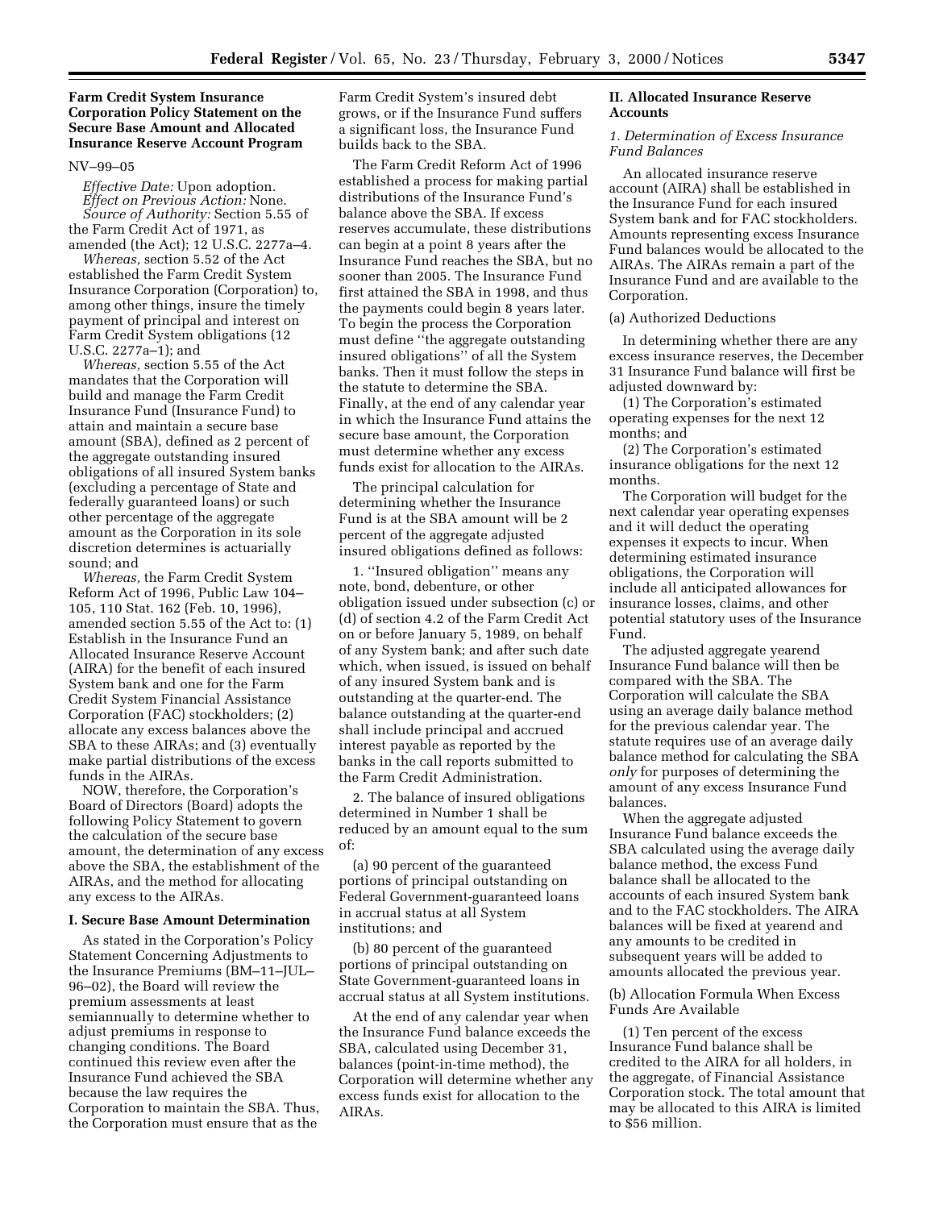### Farm Credit System Insurance Corporation Policy Statement on the Secure Base Amount and Allocated Insurance Reserve Account Program

NV–99–05

*Effective Date:* Upon adoption.
*Effect on Previous Action:* None.
*Source of Authority:* Section 5.55 of the Farm Credit Act of 1971, as amended (the Act); 12 U.S.C. 2277a–4.

*Whereas,* section 5.52 of the Act established the Farm Credit System Insurance Corporation (Corporation) to, among other things, insure the timely payment of principal and interest on Farm Credit System obligations (12 U.S.C. 2277a–1); and

*Whereas,* section 5.55 of the Act mandates that the Corporation will build and manage the Farm Credit Insurance Fund (Insurance Fund) to attain and maintain a secure base amount (SBA), defined as 2 percent of the aggregate outstanding insured obligations of all insured System banks (excluding a percentage of State and federally guaranteed loans) or such other percentage of the aggregate amount as the Corporation in its sole discretion determines is actuarially sound; and

*Whereas,* the Farm Credit System Reform Act of 1996, Public Law 104–105, 110 Stat. 162 (Feb. 10, 1996), amended section 5.55 of the Act to: (1) Establish in the Insurance Fund an Allocated Insurance Reserve Account (AIRA) for the benefit of each insured System bank and one for the Farm Credit System Financial Assistance Corporation (FAC) stockholders; (2) allocate any excess balances above the SBA to these AIRAs; and (3) eventually make partial distributions of the excess funds in the AIRAs.

NOW, therefore, the Corporation's Board of Directors (Board) adopts the following Policy Statement to govern the calculation of the secure base amount, the determination of any excess above the SBA, the establishment of the AIRAs, and the method for allocating any excess to the AIRAs.

#### I. Secure Base Amount Determination

As stated in the Corporation's Policy Statement Concerning Adjustments to the Insurance Premiums (BM–11–JUL–96–02), the Board will review the premium assessments at least semiannually to determine whether to adjust premiums in response to changing conditions. The Board continued this review even after the Insurance Fund achieved the SBA because the law requires the Corporation to maintain the SBA. Thus, the Corporation must ensure that as the Farm Credit System's insured debt grows, or if the Insurance Fund suffers a significant loss, the Insurance Fund builds back to the SBA.

The Farm Credit Reform Act of 1996 established a process for making partial distributions of the Insurance Fund's balance above the SBA. If excess reserves accumulate, these distributions can begin at a point 8 years after the Insurance Fund reaches the SBA, but no sooner than 2005. The Insurance Fund first attained the SBA in 1998, and thus the payments could begin 8 years later. To begin the process the Corporation must define "the aggregate outstanding insured obligations" of all the System banks. Then it must follow the steps in the statute to determine the SBA. Finally, at the end of any calendar year in which the Insurance Fund attains the secure base amount, the Corporation must determine whether any excess funds exist for allocation to the AIRAs.

The principal calculation for determining whether the Insurance Fund is at the SBA amount will be 2 percent of the aggregate adjusted insured obligations defined as follows:

1. "Insured obligation" means any note, bond, debenture, or other obligation issued under subsection (c) or (d) of section 4.2 of the Farm Credit Act on or before January 5, 1989, on behalf of any System bank; and after such date which, when issued, is issued on behalf of any insured System bank and is outstanding at the quarter-end. The balance outstanding at the quarter-end shall include principal and accrued interest payable as reported by the banks in the call reports submitted to the Farm Credit Administration.

2. The balance of insured obligations determined in Number 1 shall be reduced by an amount equal to the sum of:

(a) 90 percent of the guaranteed portions of principal outstanding on Federal Government-guaranteed loans in accrual status at all System institutions; and

(b) 80 percent of the guaranteed portions of principal outstanding on State Government-guaranteed loans in accrual status at all System institutions.

At the end of any calendar year when the Insurance Fund balance exceeds the SBA, calculated using December 31, balances (point-in-time method), the Corporation will determine whether any excess funds exist for allocation to the AIRAs.

#### II. Allocated Insurance Reserve Accounts

*1. Determination of Excess Insurance Fund Balances*

An allocated insurance reserve account (AIRA) shall be established in the Insurance Fund for each insured System bank and for FAC stockholders. Amounts representing excess Insurance Fund balances would be allocated to the AIRAs. The AIRAs remain a part of the Insurance Fund and are available to the Corporation.

(a) Authorized Deductions

In determining whether there are any excess insurance reserves, the December 31 Insurance Fund balance will first be adjusted downward by:

(1) The Corporation's estimated operating expenses for the next 12 months; and

(2) The Corporation's estimated insurance obligations for the next 12 months.

The Corporation will budget for the next calendar year operating expenses and it will deduct the operating expenses it expects to incur. When determining estimated insurance obligations, the Corporation will include all anticipated allowances for insurance losses, claims, and other potential statutory uses of the Insurance Fund.

The adjusted aggregate yearend Insurance Fund balance will then be compared with the SBA. The Corporation will calculate the SBA using an average daily balance method for the previous calendar year. The statute requires use of an average daily balance method for calculating the SBA *only* for purposes of determining the amount of any excess Insurance Fund balances.

When the aggregate adjusted Insurance Fund balance exceeds the SBA calculated using the average daily balance method, the excess Fund balance shall be allocated to the accounts of each insured System bank and to the FAC stockholders. The AIRA balances will be fixed at yearend and any amounts to be credited in subsequent years will be added to amounts allocated the previous year.

(b) Allocation Formula When Excess Funds Are Available

(1) Ten percent of the excess Insurance Fund balance shall be credited to the AIRA for all holders, in the aggregate, of Financial Assistance Corporation stock. The total amount that may be allocated to this AIRA is limited to $56 million.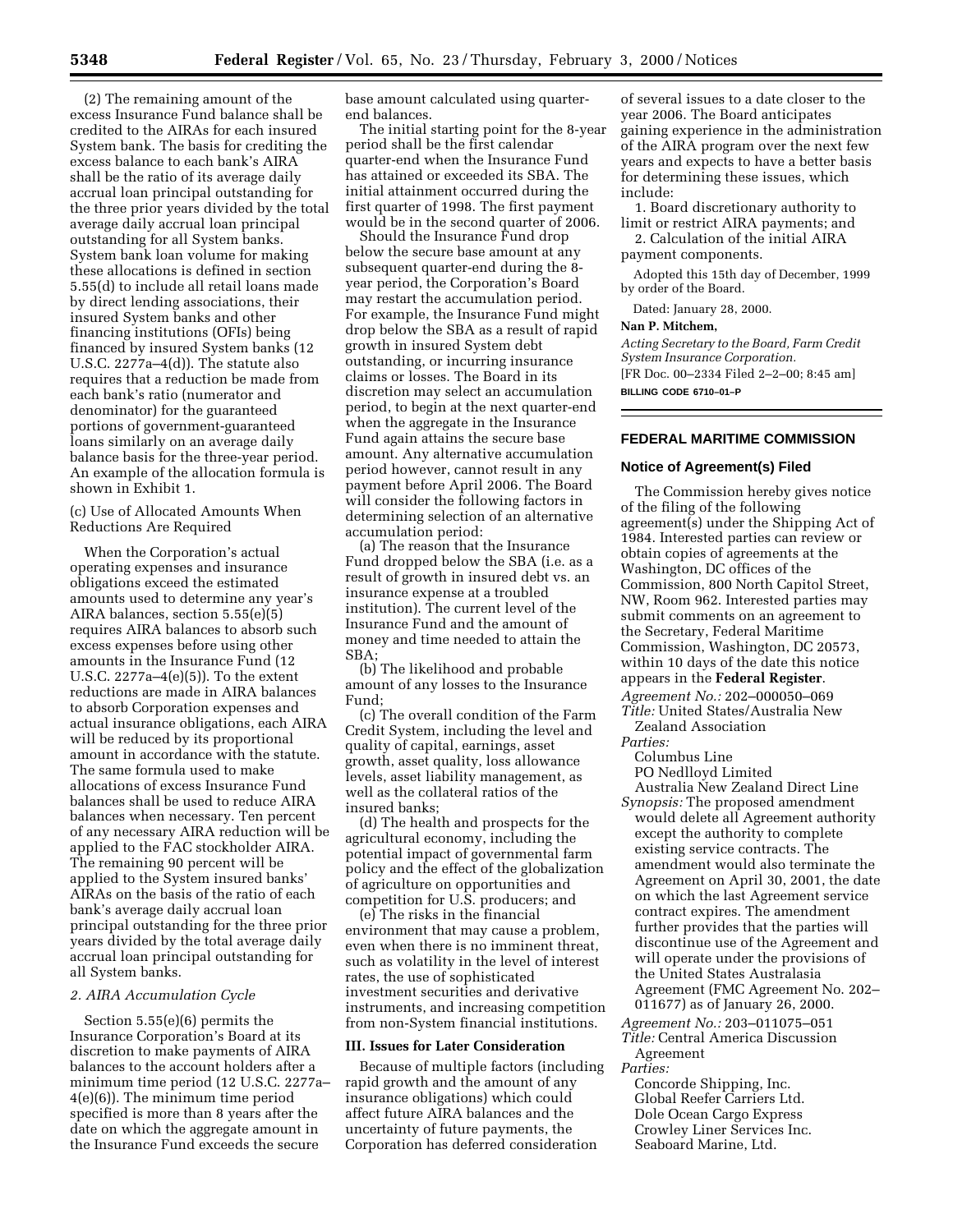(2) The remaining amount of the excess Insurance Fund balance shall be credited to the AIRAs for each insured System bank. The basis for crediting the excess balance to each bank's AIRA shall be the ratio of its average daily accrual loan principal outstanding for the three prior years divided by the total average daily accrual loan principal outstanding for all System banks. System bank loan volume for making these allocations is defined in section 5.55(d) to include all retail loans made by direct lending associations, their insured System banks and other financing institutions (OFIs) being financed by insured System banks (12 U.S.C. 2277a–4(d)). The statute also requires that a reduction be made from each bank's ratio (numerator and denominator) for the guaranteed portions of government-guaranteed loans similarly on an average daily balance basis for the three-year period. An example of the allocation formula is shown in Exhibit 1.

(c) Use of Allocated Amounts When Reductions Are Required

When the Corporation's actual operating expenses and insurance obligations exceed the estimated amounts used to determine any year's AIRA balances, section 5.55(e)(5) requires AIRA balances to absorb such excess expenses before using other amounts in the Insurance Fund (12 U.S.C. 2277a–4(e)(5)). To the extent reductions are made in AIRA balances to absorb Corporation expenses and actual insurance obligations, each AIRA will be reduced by its proportional amount in accordance with the statute. The same formula used to make allocations of excess Insurance Fund balances shall be used to reduce AIRA balances when necessary. Ten percent of any necessary AIRA reduction will be applied to the FAC stockholder AIRA. The remaining 90 percent will be applied to the System insured banks' AIRAs on the basis of the ratio of each bank's average daily accrual loan principal outstanding for the three prior years divided by the total average daily accrual loan principal outstanding for all System banks.

*2. AIRA Accumulation Cycle*

Section 5.55(e)(6) permits the Insurance Corporation's Board at its discretion to make payments of AIRA balances to the account holders after a minimum time period (12 U.S.C. 2277a–4(e)(6)). The minimum time period specified is more than 8 years after the date on which the aggregate amount in the Insurance Fund exceeds the secure base amount calculated using quarter-end balances.

The initial starting point for the 8-year period shall be the first calendar quarter-end when the Insurance Fund has attained or exceeded its SBA. The initial attainment occurred during the first quarter of 1998. The first payment would be in the second quarter of 2006.

Should the Insurance Fund drop below the secure base amount at any subsequent quarter-end during the 8-year period, the Corporation's Board may restart the accumulation period. For example, the Insurance Fund might drop below the SBA as a result of rapid growth in insured System debt outstanding, or incurring insurance claims or losses. The Board in its discretion may select an accumulation period, to begin at the next quarter-end when the aggregate in the Insurance Fund again attains the secure base amount. Any alternative accumulation period however, cannot result in any payment before April 2006. The Board will consider the following factors in determining selection of an alternative accumulation period:

(a) The reason that the Insurance Fund dropped below the SBA (i.e. as a result of growth in insured debt vs. an insurance expense at a troubled institution). The current level of the Insurance Fund and the amount of money and time needed to attain the SBA;

(b) The likelihood and probable amount of any losses to the Insurance Fund;

(c) The overall condition of the Farm Credit System, including the level and quality of capital, earnings, asset growth, asset quality, loss allowance levels, asset liability management, as well as the collateral ratios of the insured banks;

(d) The health and prospects for the agricultural economy, including the potential impact of governmental farm policy and the effect of the globalization of agriculture on opportunities and competition for U.S. producers; and

(e) The risks in the financial environment that may cause a problem, even when there is no imminent threat, such as volatility in the level of interest rates, the use of sophisticated investment securities and derivative instruments, and increasing competition from non-System financial institutions.

## III. Issues for Later Consideration

Because of multiple factors (including rapid growth and the amount of any insurance obligations) which could affect future AIRA balances and the uncertainty of future payments, the Corporation has deferred consideration of several issues to a date closer to the year 2006. The Board anticipates gaining experience in the administration of the AIRA program over the next few years and expects to have a better basis for determining these issues, which include:

1. Board discretionary authority to limit or restrict AIRA payments; and
2. Calculation of the initial AIRA payment components.

Adopted this 15th day of December, 1999 by order of the Board.

Dated: January 28, 2000.

**Nan P. Mitchem,**

*Acting Secretary to the Board, Farm Credit System Insurance Corporation.*

[FR Doc. 00–2334 Filed 2–2–00; 8:45 am]

BILLING CODE 6710–01–P

## FEDERAL MARITIME COMMISSION

### Notice of Agreement(s) Filed

The Commission hereby gives notice of the filing of the following agreement(s) under the Shipping Act of 1984. Interested parties can review or obtain copies of agreements at the Washington, DC offices of the Commission, 800 North Capitol Street, NW, Room 962. Interested parties may submit comments on an agreement to the Secretary, Federal Maritime Commission, Washington, DC 20573, within 10 days of the date this notice appears in the **Federal Register**.

*Agreement No.:* 202–000050–069

*Title:* United States/Australia New Zealand Association

*Parties:*

Columbus Line
PO Nedlloyd Limited
Australia New Zealand Direct Line

*Synopsis:* The proposed amendment would delete all Agreement authority except the authority to complete existing service contracts. The amendment would also terminate the Agreement on April 30, 2001, the date on which the last Agreement service contract expires. The amendment further provides that the parties will discontinue use of the Agreement and will operate under the provisions of the United States Australasia Agreement (FMC Agreement No. 202–011677) as of January 26, 2000.

*Agreement No.:* 203–011075–051

*Title:* Central America Discussion Agreement

*Parties:*

Concorde Shipping, Inc.
Global Reefer Carriers Ltd.
Dole Ocean Cargo Express
Crowley Liner Services Inc.
Seaboard Marine, Ltd.